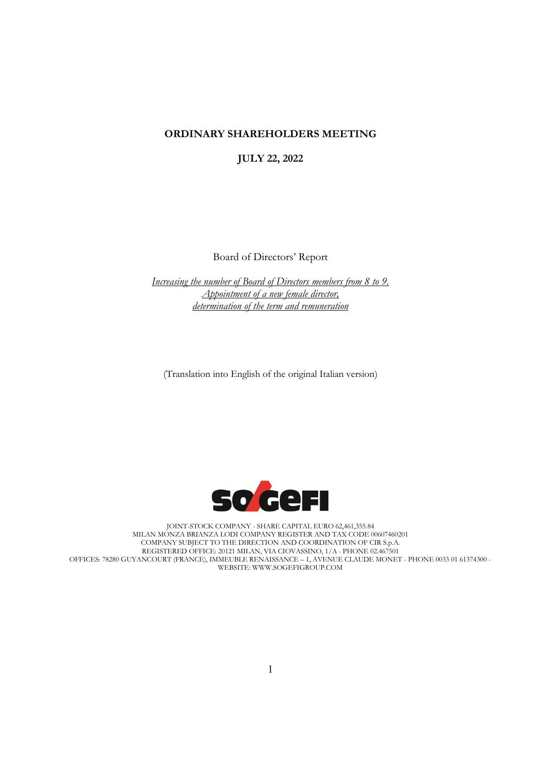**ORDINARY SHAREHOLDERS MEETING**

**JULY 22, 2022**

Board of Directors' Report

*Increasing the number of Board of Directors members from 8 to 9.*
*Appointment of a new female director,*
*determination of the term and remuneration*

(Translation into English of the original Italian version)

SOGEFI

JOINT-STOCK COMPANY - SHARE CAPITAL EURO 62,461,355.84
MILAN MONZA BRIANZA LODI COMPANY REGISTER AND TAX CODE 00607460201
COMPANY SUBJECT TO THE DIRECTION AND COORDINATION OF CIR S.p.A.
REGISTERED OFFICE: 20121 MILAN, VIA CIOVASSINO, 1/A - PHONE 02.467501
OFFICES: 78280 GUYANCOURT (FRANCE), IMMEUBLE RENAISSANCE – 1, AVENUE CLAUDE MONET - PHONE 0033 01 61374300 -
WEBSITE: WWW.SOGEFIGROUP.COM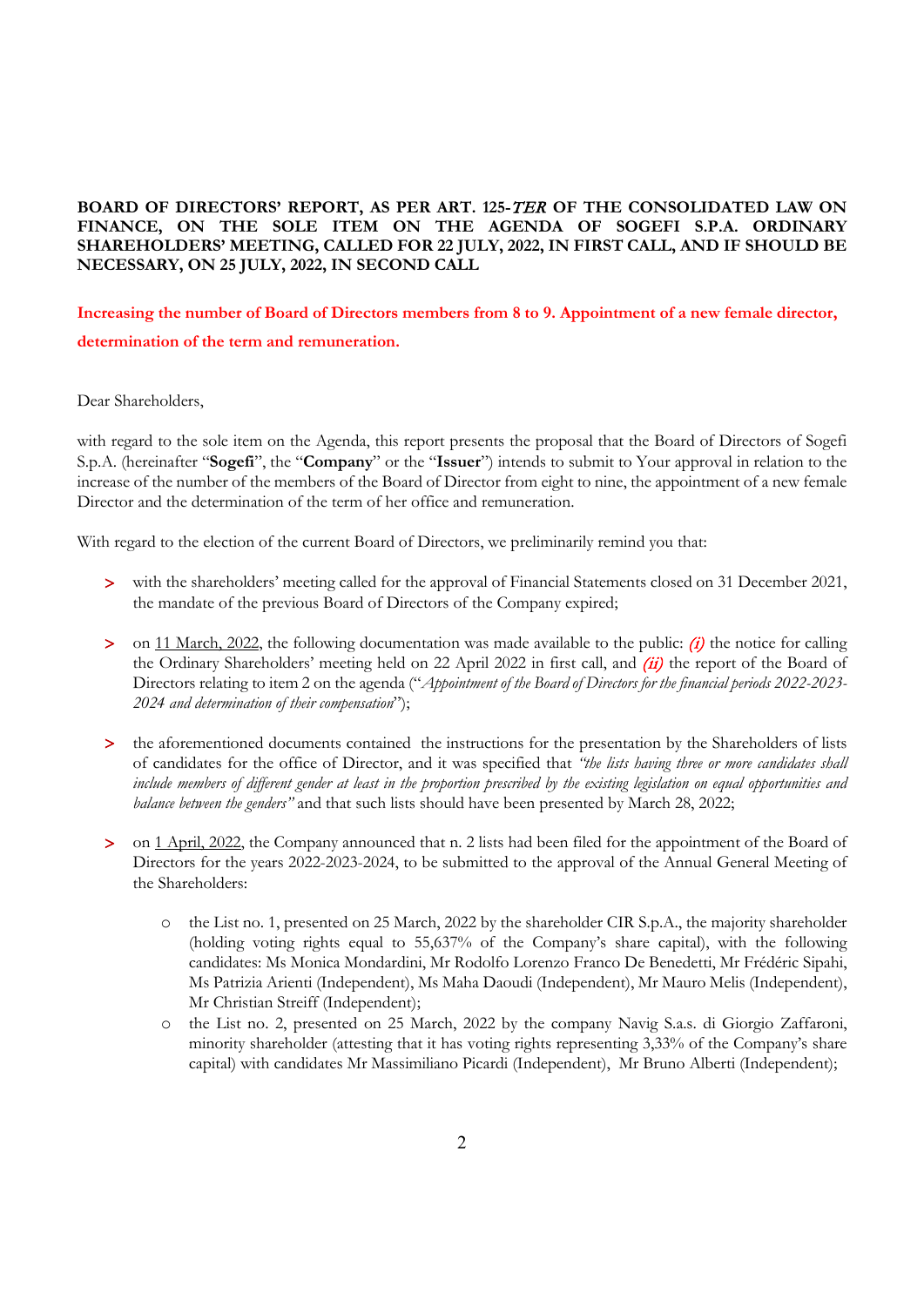**BOARD OF DIRECTORS' REPORT, AS PER ART. 125-*TER* OF THE CONSOLIDATED LAW ON FINANCE, ON THE SOLE ITEM ON THE AGENDA OF SOGEFI S.P.A. ORDINARY SHAREHOLDERS' MEETING, CALLED FOR 22 JULY, 2022, IN FIRST CALL, AND IF SHOULD BE NECESSARY, ON 25 JULY, 2022, IN SECOND CALL**

**Increasing the number of Board of Directors members from 8 to 9. Appointment of a new female director, determination of the term and remuneration.**

Dear Shareholders,

with regard to the sole item on the Agenda, this report presents the proposal that the Board of Directors of Sogefi S.p.A. (hereinafter "**Sogefi**", the "**Company**" or the "**Issuer**") intends to submit to Your approval in relation to the increase of the number of the members of the Board of Director from eight to nine, the appointment of a new female Director and the determination of the term of her office and remuneration.

With regard to the election of the current Board of Directors, we preliminarily remind you that:

- with the shareholders' meeting called for the approval of Financial Statements closed on 31 December 2021, the mandate of the previous Board of Directors of the Company expired;
- on 11 March, 2022, the following documentation was made available to the public: ***(i)*** the notice for calling the Ordinary Shareholders' meeting held on 22 April 2022 in first call, and ***(ii)*** the report of the Board of Directors relating to item 2 on the agenda ("*Appointment of the Board of Directors for the financial periods 2022-2023-2024 and determination of their compensation*");
- the aforementioned documents contained the instructions for the presentation by the Shareholders of lists of candidates for the office of Director, and it was specified that *"the lists having three or more candidates shall include members of different gender at least in the proportion prescribed by the existing legislation on equal opportunities and balance between the genders"* and that such lists should have been presented by March 28, 2022;
- on 1 April, 2022, the Company announced that n. 2 lists had been filed for the appointment of the Board of Directors for the years 2022-2023-2024, to be submitted to the approval of the Annual General Meeting of the Shareholders:
  - the List no. 1, presented on 25 March, 2022 by the shareholder CIR S.p.A., the majority shareholder (holding voting rights equal to 55,637% of the Company's share capital), with the following candidates: Ms Monica Mondardini, Mr Rodolfo Lorenzo Franco De Benedetti, Mr Frédéric Sipahi, Ms Patrizia Arienti (Independent), Ms Maha Daoudi (Independent), Mr Mauro Melis (Independent), Mr Christian Streiff (Independent);
  - the List no. 2, presented on 25 March, 2022 by the company Navig S.a.s. di Giorgio Zaffaroni, minority shareholder (attesting that it has voting rights representing 3,33% of the Company's share capital) with candidates Mr Massimiliano Picardi (Independent), Mr Bruno Alberti (Independent);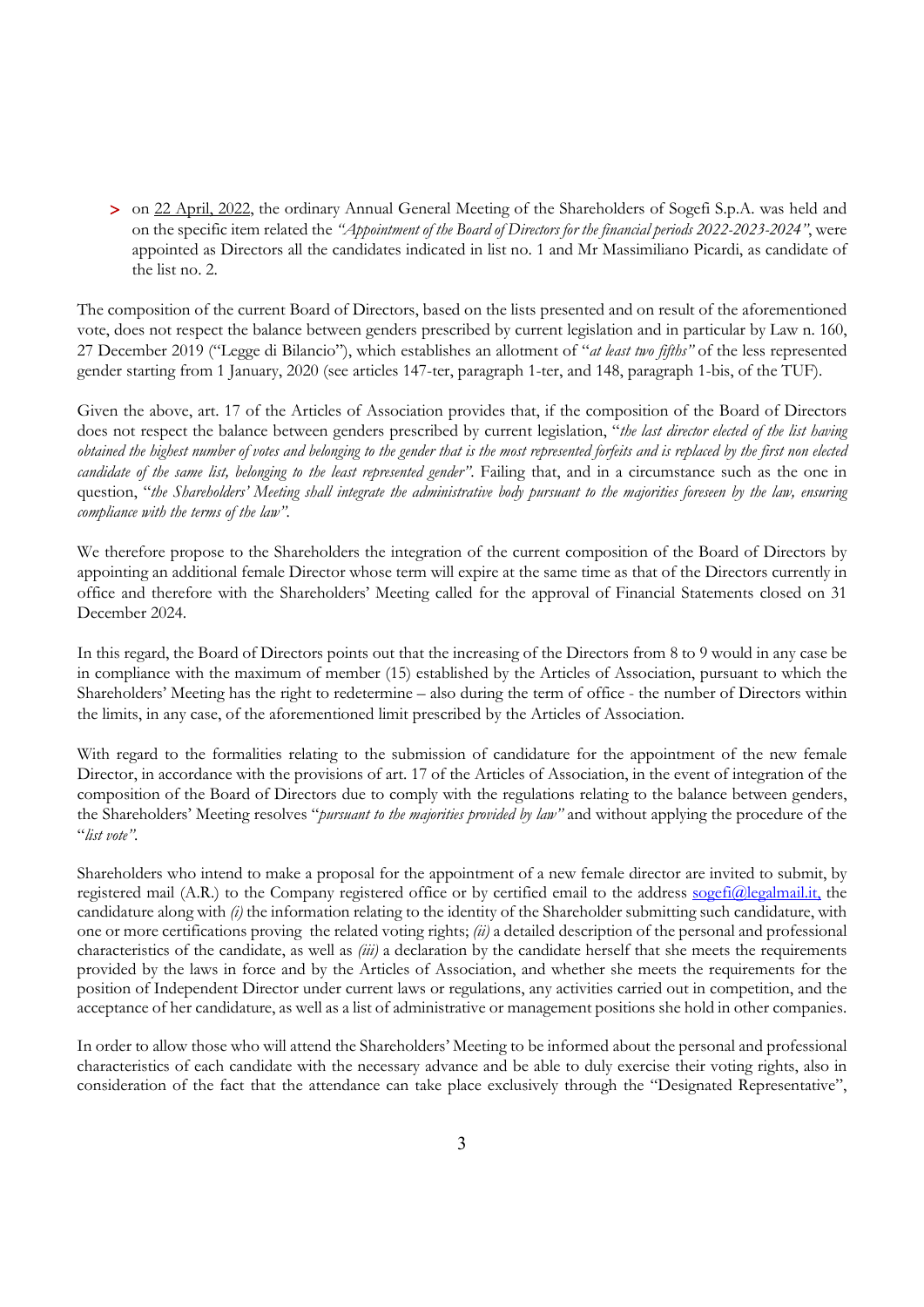- on 22 April, 2022, the ordinary Annual General Meeting of the Shareholders of Sogefi S.p.A. was held and on the specific item related the *"Appointment of the Board of Directors for the financial periods 2022-2023-2024"*, were appointed as Directors all the candidates indicated in list no. 1 and Mr Massimiliano Picardi, as candidate of the list no. 2.

The composition of the current Board of Directors, based on the lists presented and on result of the aforementioned vote, does not respect the balance between genders prescribed by current legislation and in particular by Law n. 160, 27 December 2019 ("Legge di Bilancio"), which establishes an allotment of "*at least two fifths"* of the less represented gender starting from 1 January, 2020 (see articles 147-ter, paragraph 1-ter, and 148, paragraph 1-bis, of the TUF).

Given the above, art. 17 of the Articles of Association provides that, if the composition of the Board of Directors does not respect the balance between genders prescribed by current legislation, "*the last director elected of the list having obtained the highest number of votes and belonging to the gender that is the most represented forfeits and is replaced by the first non elected candidate of the same list, belonging to the least represented gender"*. Failing that, and in a circumstance such as the one in question, "*the Shareholders' Meeting shall integrate the administrative body pursuant to the majorities foreseen by the law, ensuring compliance with the terms of the law"*.

We therefore propose to the Shareholders the integration of the current composition of the Board of Directors by appointing an additional female Director whose term will expire at the same time as that of the Directors currently in office and therefore with the Shareholders' Meeting called for the approval of Financial Statements closed on 31 December 2024.

In this regard, the Board of Directors points out that the increasing of the Directors from 8 to 9 would in any case be in compliance with the maximum of member (15) established by the Articles of Association, pursuant to which the Shareholders' Meeting has the right to redetermine – also during the term of office - the number of Directors within the limits, in any case, of the aforementioned limit prescribed by the Articles of Association.

With regard to the formalities relating to the submission of candidature for the appointment of the new female Director, in accordance with the provisions of art. 17 of the Articles of Association, in the event of integration of the composition of the Board of Directors due to comply with the regulations relating to the balance between genders, the Shareholders' Meeting resolves "*pursuant to the majorities provided by law"* and without applying the procedure of the "*list vote"*.

Shareholders who intend to make a proposal for the appointment of a new female director are invited to submit, by registered mail (A.R.) to the Company registered office or by certified email to the address sogefi@legalmail.it, the candidature along with *(i)* the information relating to the identity of the Shareholder submitting such candidature, with one or more certifications proving the related voting rights; *(ii)* a detailed description of the personal and professional characteristics of the candidate, as well as *(iii)* a declaration by the candidate herself that she meets the requirements provided by the laws in force and by the Articles of Association, and whether she meets the requirements for the position of Independent Director under current laws or regulations, any activities carried out in competition, and the acceptance of her candidature, as well as a list of administrative or management positions she hold in other companies.

In order to allow those who will attend the Shareholders' Meeting to be informed about the personal and professional characteristics of each candidate with the necessary advance and be able to duly exercise their voting rights, also in consideration of the fact that the attendance can take place exclusively through the "Designated Representative",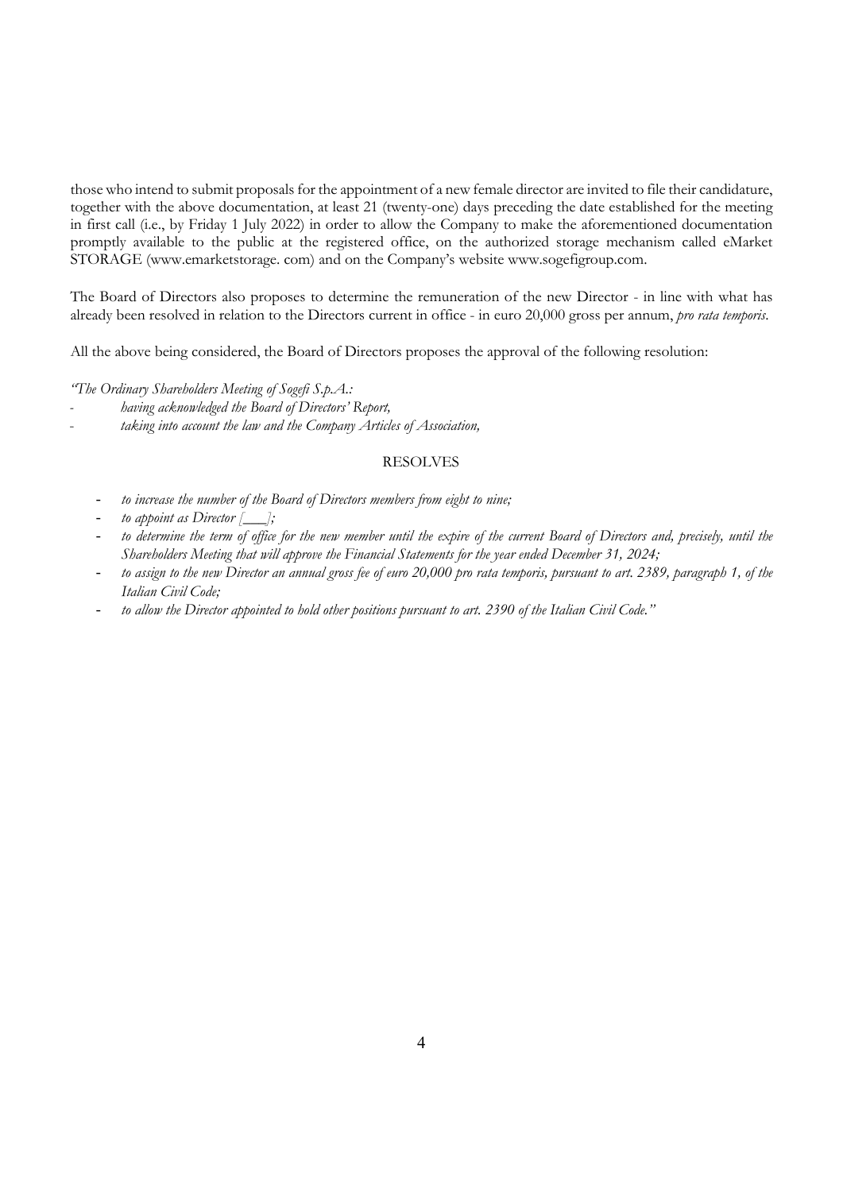those who intend to submit proposals for the appointment of a new female director are invited to file their candidature, together with the above documentation, at least 21 (twenty-one) days preceding the date established for the meeting in first call (i.e., by Friday 1 July 2022) in order to allow the Company to make the aforementioned documentation promptly available to the public at the registered office, on the authorized storage mechanism called eMarket STORAGE (www.emarketstorage. com) and on the Company's website www.sogefigroup.com.

The Board of Directors also proposes to determine the remuneration of the new Director - in line with what has already been resolved in relation to the Directors current in office - in euro 20,000 gross per annum, *pro rata temporis*.

All the above being considered, the Board of Directors proposes the approval of the following resolution:

*"The Ordinary Shareholders Meeting of Sogefi S.p.A.:*

- *having acknowledged the Board of Directors' Report,*
- *taking into account the law and the Company Articles of Association,*

RESOLVES

- *to increase the number of the Board of Directors members from eight to nine;*
- *to appoint as Director [\_\_\_];*
- *to determine the term of office for the new member until the expire of the current Board of Directors and, precisely, until the Shareholders Meeting that will approve the Financial Statements for the year ended December 31, 2024;*
- *to assign to the new Director an annual gross fee of euro 20,000 pro rata temporis, pursuant to art. 2389, paragraph 1, of the Italian Civil Code;*
- *to allow the Director appointed to hold other positions pursuant to art. 2390 of the Italian Civil Code."*